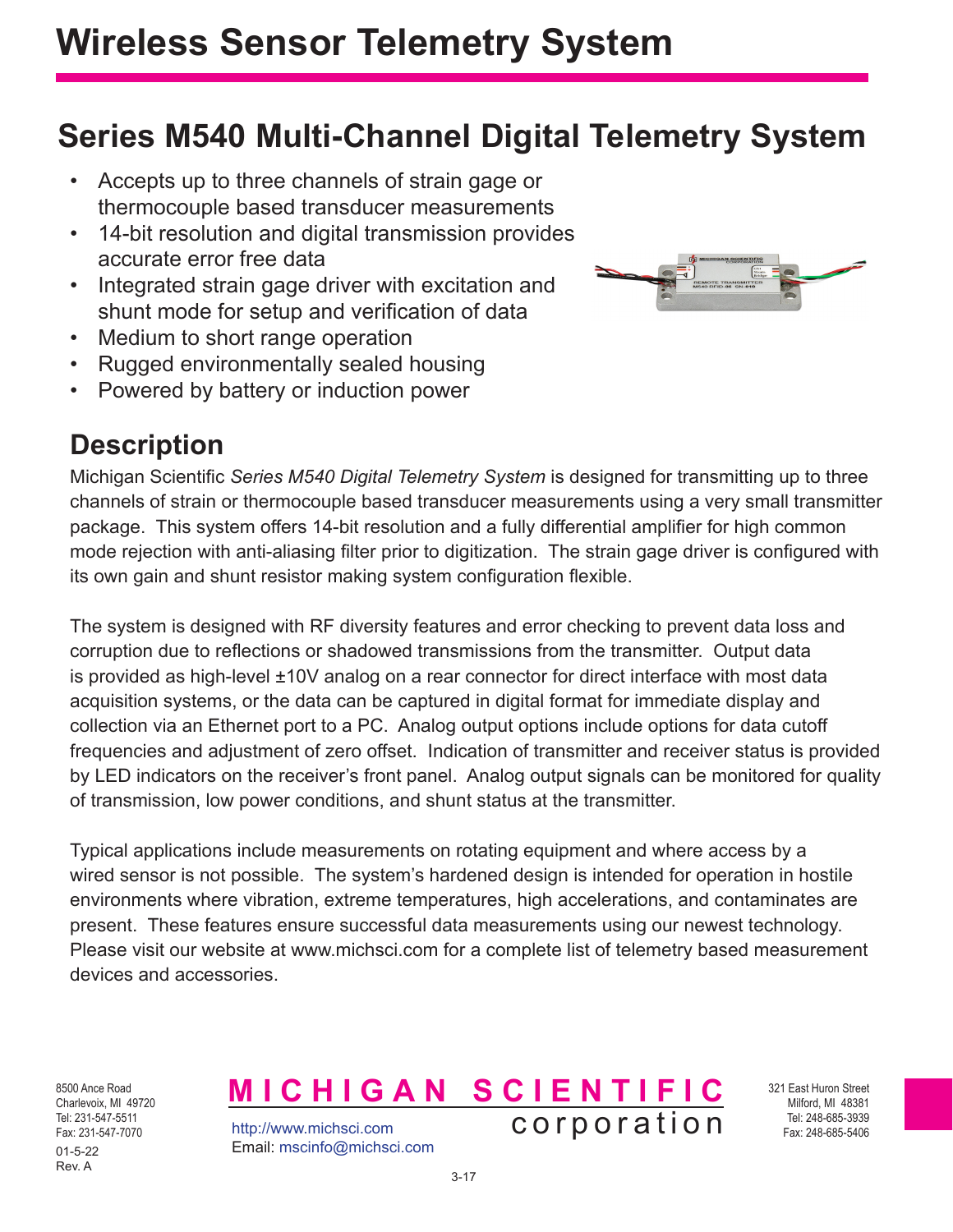# Wireless Sensor Telemetry System

## Series M540 Multi-Channel Digital Telemetry System

- Accepts up to three channels of strain gage or thermocouple based transducer measurements
- 14-bit resolution and digital transmission provides accurate error free data
- Integrated strain gage driver with excitation and shunt mode for setup and verification of data
- Medium to short range operation
- Rugged environmentally sealed housing
- Powered by battery or induction power

## Description

Michigan Scientific *Series M540 Digital Telemetry System* is designed for transmitting up to three channels of strain or thermocouple based transducer measurements using a very small transmitter package. This system offers 14-bit resolution and a fully differential amplifier for high common mode rejection with anti-aliasing filter prior to digitization. The strain gage driver is configured with its own gain and shunt resistor making system configuration flexible.

The system is designed with RF diversity features and error checking to prevent data loss and corruption due to reflections or shadowed transmissions from the transmitter. Output data is provided as high-level ±10V analog on a rear connector for direct interface with most data acquisition systems, or the data can be captured in digital format for immediate display and collection via an Ethernet port to a PC. Analog output options include options for data cutoff frequencies and adjustment of zero offset. Indication of transmitter and receiver status is provided by LED indicators on the receiver's front panel. Analog output signals can be monitored for quality of transmission, low power conditions, and shunt status at the transmitter.

Typical applications include measurements on rotating equipment and where access by a wired sensor is not possible. The system's hardened design is intended for operation in hostile environments where vibration, extreme temperatures, high accelerations, and contaminates are present. These features ensure successful data measurements using our newest technology. Please visit our website at www.michsci.com for a complete list of telemetry based measurement devices and accessories.

8500 Ance Road
Charlevoix, MI 49720
Tel: 231-547-5511
Fax: 231-547-7070

01-5-22
Rev. A

**MICHIGAN SCIENTIFIC corporation**

http://www.michsci.com
Email: mscinfo@michsci.com

321 East Huron Street
Milford, MI 48381
Tel: 248-685-3939
Fax: 248-685-5406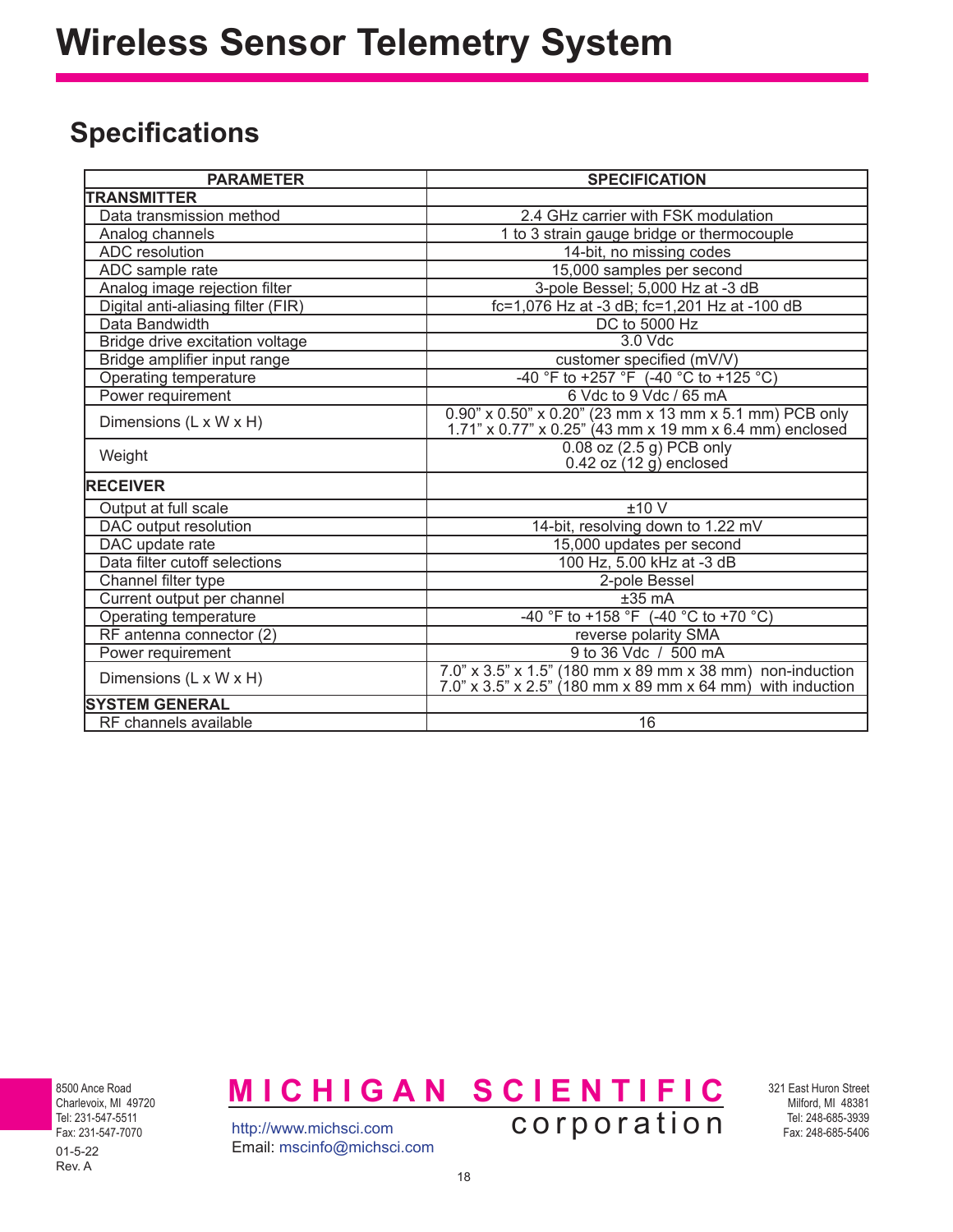# Wireless Sensor Telemetry System

## Specifications

| PARAMETER | SPECIFICATION |
|---|---|
| **TRANSMITTER** | |
| Data transmission method | 2.4 GHz carrier with FSK modulation |
| Analog channels | 1 to 3 strain gauge bridge or thermocouple |
| ADC resolution | 14-bit, no missing codes |
| ADC sample rate | 15,000 samples per second |
| Analog image rejection filter | 3-pole Bessel; 5,000 Hz at -3 dB |
| Digital anti-aliasing filter (FIR) | fc=1,076 Hz at -3 dB; fc=1,201 Hz at -100 dB |
| Data Bandwidth | DC to 5000 Hz |
| Bridge drive excitation voltage | 3.0 Vdc |
| Bridge amplifier input range | customer specified (mV/V) |
| Operating temperature | -40 °F to +257 °F (-40 °C to +125 °C) |
| Power requirement | 6 Vdc to 9 Vdc / 65 mA |
| Dimensions (L x W x H) | 0.90" x 0.50" x 0.20" (23 mm x 13 mm x 5.1 mm) PCB only<br>1.71" x 0.77" x 0.25" (43 mm x 19 mm x 6.4 mm) enclosed |
| Weight | 0.08 oz (2.5 g) PCB only<br>0.42 oz (12 g) enclosed |
| **RECEIVER** | |
| Output at full scale | ±10 V |
| DAC output resolution | 14-bit, resolving down to 1.22 mV |
| DAC update rate | 15,000 updates per second |
| Data filter cutoff selections | 100 Hz, 5.00 kHz at -3 dB |
| Channel filter type | 2-pole Bessel |
| Current output per channel | ±35 mA |
| Operating temperature | -40 °F to +158 °F (-40 °C to +70 °C) |
| RF antenna connector (2) | reverse polarity SMA |
| Power requirement | 9 to 36 Vdc / 500 mA |
| Dimensions (L x W x H) | 7.0" x 3.5" x 1.5" (180 mm x 89 mm x 38 mm) non-induction<br>7.0" x 3.5" x 2.5" (180 mm x 89 mm x 64 mm) with induction |
| **SYSTEM GENERAL** | |
| RF channels available | 16 |

8500 Ance Road
Charlevoix, MI 49720
Tel: 231-547-5511
Fax: 231-547-7070

01-5-22
Rev. A

**MICHIGAN SCIENTIFIC corporation**

http://www.michsci.com
Email: mscinfo@michsci.com

321 East Huron Street
Milford, MI 48381
Tel: 248-685-3939
Fax: 248-685-5406